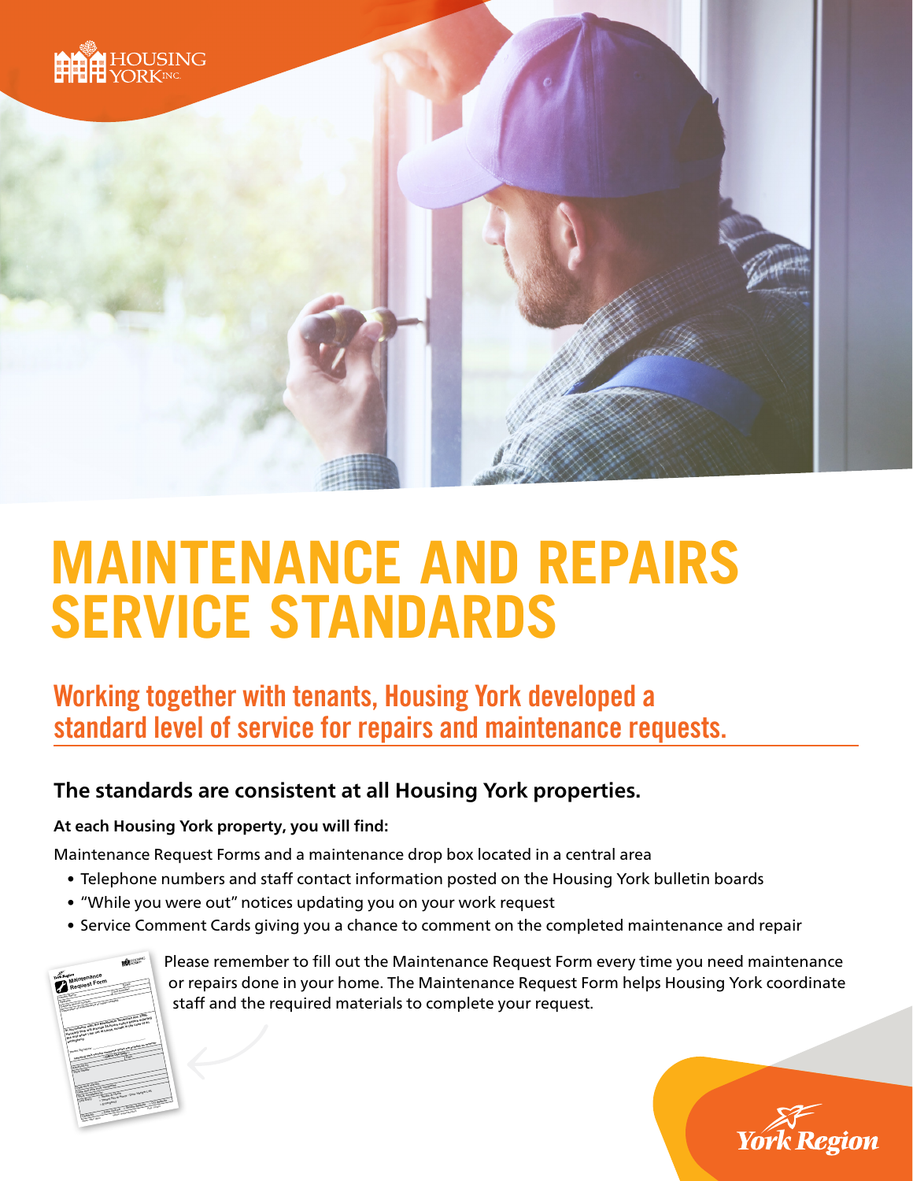# MAINTENANCE AND REPAIRS SERVICE STANDARDS

## Working together with tenants, Housing York developed a standard level of service for repairs and maintenance requests.

### The standards are consistent at all Housing York properties.

**At each Housing York property, you will find:**

Maintenance Request Forms and a maintenance drop box located in a central area

- Telephone numbers and staff contact information posted on the Housing York bulletin boards
- "While you were out" notices updating you on your work request
- Service Comment Cards giving you a chance to comment on the completed maintenance and repair

Please remember to fill out the Maintenance Request Form every time you need maintenance or repairs done in your home. The Maintenance Request Form helps Housing York coordinate staff and the required materials to complete your request.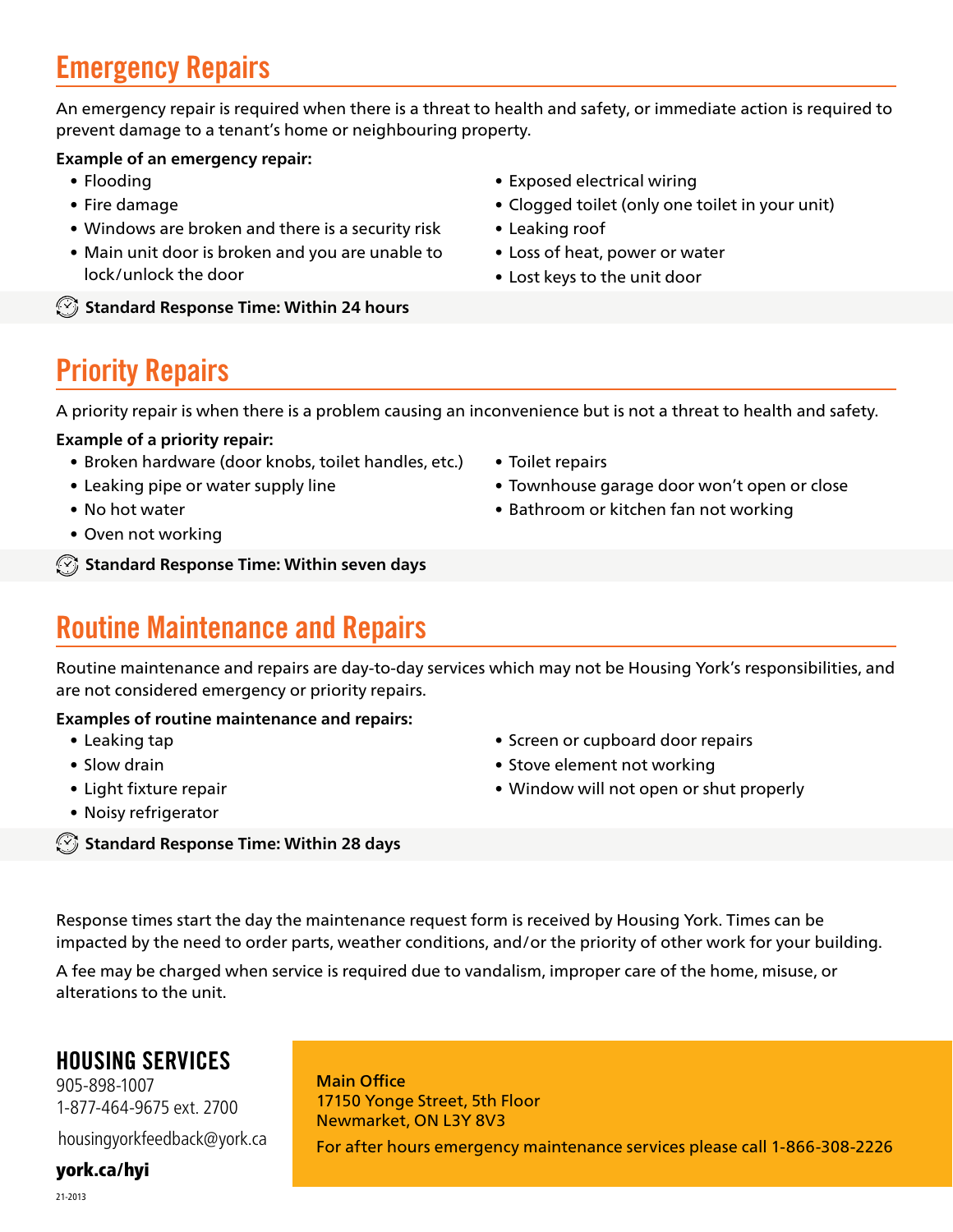## Emergency Repairs

An emergency repair is required when there is a threat to health and safety, or immediate action is required to prevent damage to a tenant's home or neighbouring property.

**Example of an emergency repair:**

- Flooding
- Fire damage
- Windows are broken and there is a security risk
- Main unit door is broken and you are unable to lock/unlock the door
- Exposed electrical wiring
- Clogged toilet (only one toilet in your unit)
- Leaking roof
- Loss of heat, power or water
- Lost keys to the unit door

**Standard Response Time: Within 24 hours**

## Priority Repairs

A priority repair is when there is a problem causing an inconvenience but is not a threat to health and safety.

**Example of a priority repair:**

- Broken hardware (door knobs, toilet handles, etc.)
- Leaking pipe or water supply line
- No hot water
- Oven not working
- Toilet repairs
- Townhouse garage door won't open or close
- Bathroom or kitchen fan not working

**Standard Response Time: Within seven days**

## Routine Maintenance and Repairs

Routine maintenance and repairs are day-to-day services which may not be Housing York's responsibilities, and are not considered emergency or priority repairs.

**Examples of routine maintenance and repairs:**

- Leaking tap
- Slow drain
- Light fixture repair
- Noisy refrigerator
- Screen or cupboard door repairs
- Stove element not working
- Window will not open or shut properly

**Standard Response Time: Within 28 days**

Response times start the day the maintenance request form is received by Housing York. Times can be impacted by the need to order parts, weather conditions, and/or the priority of other work for your building.

A fee may be charged when service is required due to vandalism, improper care of the home, misuse, or alterations to the unit.

### HOUSING SERVICES

905-898-1007
1-877-464-9675 ext. 2700

housingyorkfeedback@york.ca

**york.ca/hyi**

**Main Office**
17150 Yonge Street, 5th Floor
Newmarket, ON L3Y 8V3

For after hours emergency maintenance services please call 1-866-308-2226

21-2013